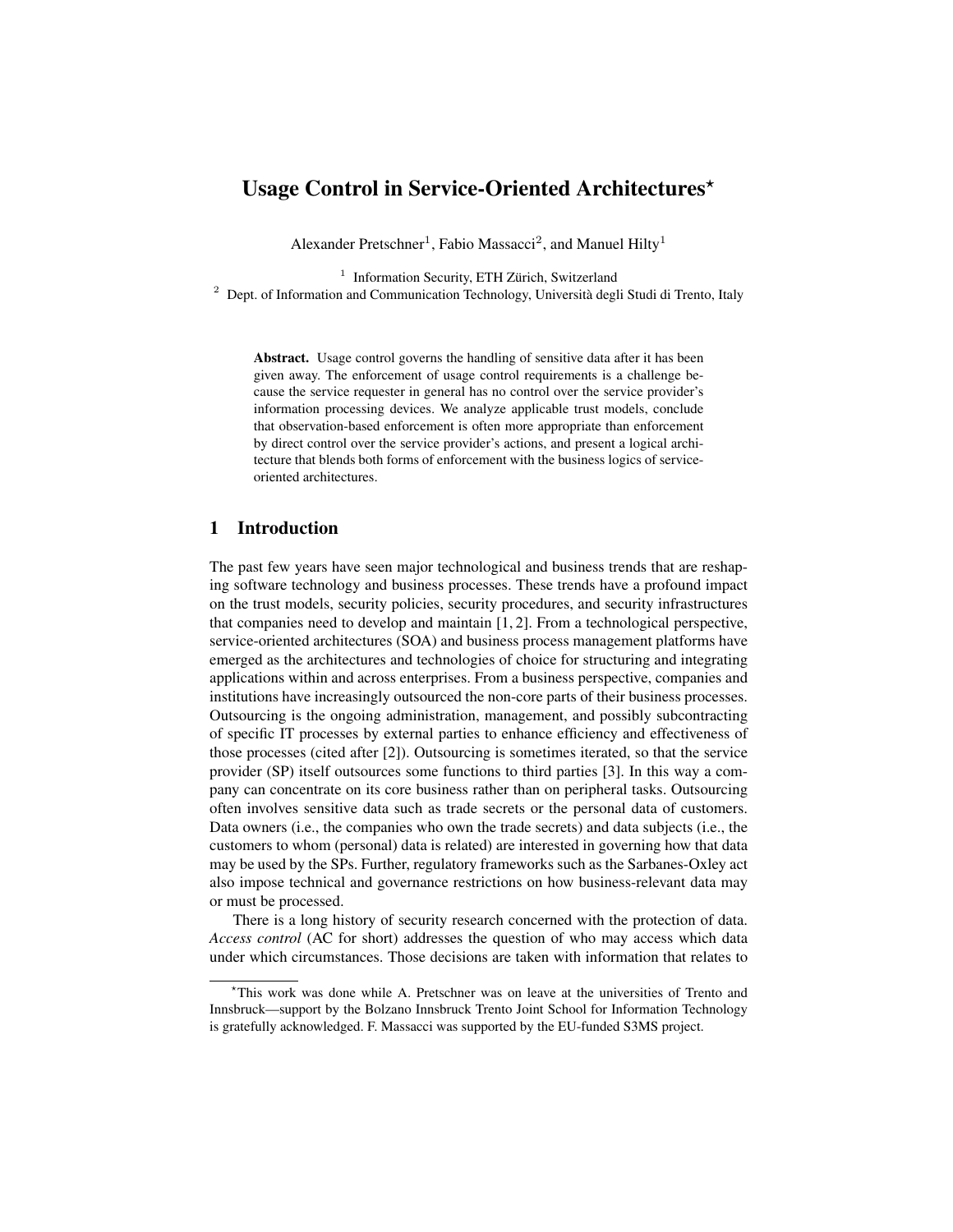# Usage Control in Service-Oriented Architectures*

Alexander Pretschner[1], Fabio Massacci[2], and Manuel Hilty[1]

[1] Information Security, ETH Zürich, Switzerland
[2] Dept. of Information and Communication Technology, Università degli Studi di Trento, Italy

**Abstract.** Usage control governs the handling of sensitive data after it has been given away. The enforcement of usage control requirements is a challenge because the service requester in general has no control over the service provider's information processing devices. We analyze applicable trust models, conclude that observation-based enforcement is often more appropriate than enforcement by direct control over the service provider's actions, and present a logical architecture that blends both forms of enforcement with the business logics of service-oriented architectures.

## 1 Introduction

The past few years have seen major technological and business trends that are reshaping software technology and business processes. These trends have a profound impact on the trust models, security policies, security procedures, and security infrastructures that companies need to develop and maintain [1, 2]. From a technological perspective, service-oriented architectures (SOA) and business process management platforms have emerged as the architectures and technologies of choice for structuring and integrating applications within and across enterprises. From a business perspective, companies and institutions have increasingly outsourced the non-core parts of their business processes. Outsourcing is the ongoing administration, management, and possibly subcontracting of specific IT processes by external parties to enhance efficiency and effectiveness of those processes (cited after [2]). Outsourcing is sometimes iterated, so that the service provider (SP) itself outsources some functions to third parties [3]. In this way a company can concentrate on its core business rather than on peripheral tasks. Outsourcing often involves sensitive data such as trade secrets or the personal data of customers. Data owners (i.e., the companies who own the trade secrets) and data subjects (i.e., the customers to whom (personal) data is related) are interested in governing how that data may be used by the SPs. Further, regulatory frameworks such as the Sarbanes-Oxley act also impose technical and governance restrictions on how business-relevant data may or must be processed.

There is a long history of security research concerned with the protection of data. *Access control* (AC for short) addresses the question of who may access which data under which circumstances. Those decisions are taken with information that relates to

---

*This work was done while A. Pretschner was on leave at the universities of Trento and Innsbruck—support by the Bolzano Innsbruck Trento Joint School for Information Technology is gratefully acknowledged. F. Massacci was supported by the EU-funded S3MS project.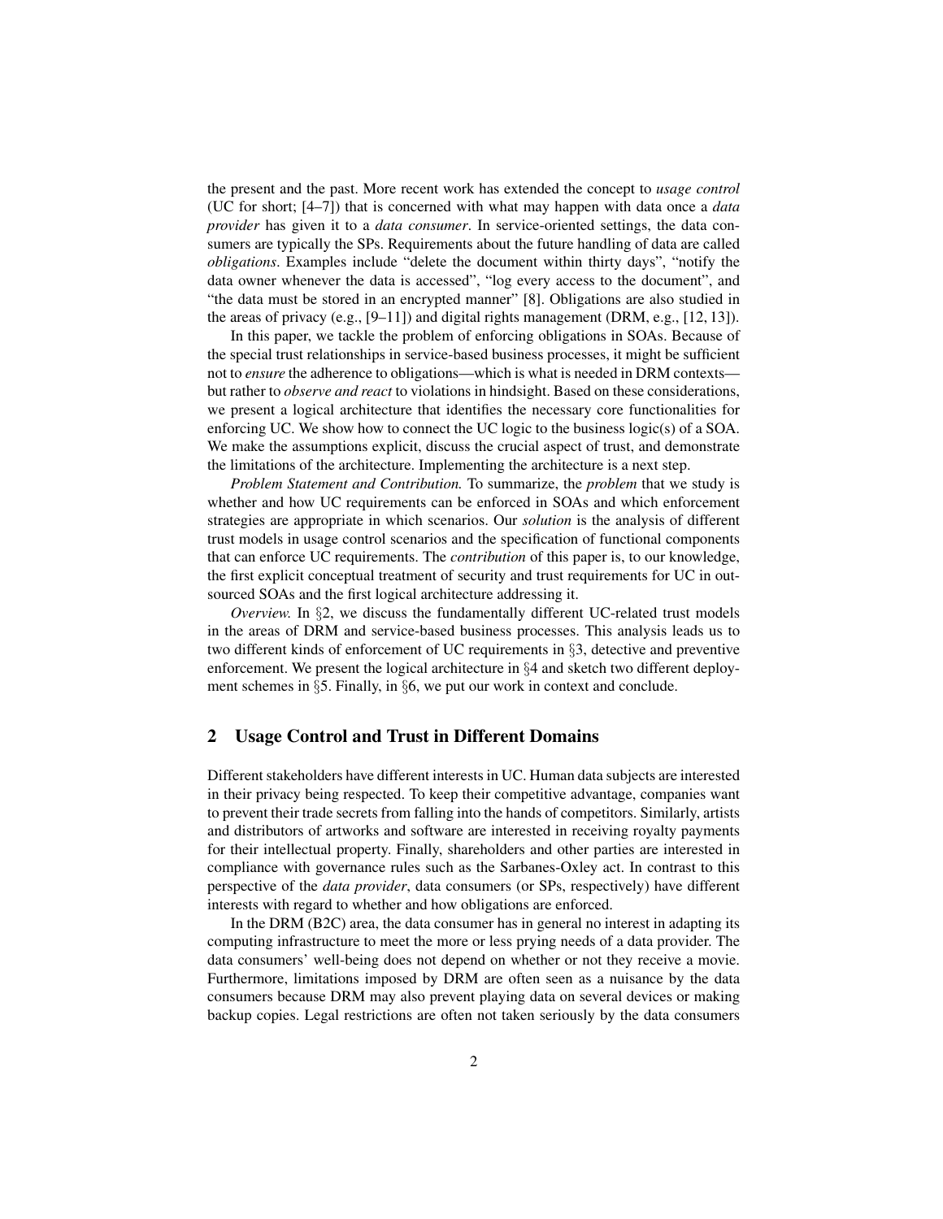the present and the past. More recent work has extended the concept to *usage control* (UC for short; [4–7]) that is concerned with what may happen with data once a *data provider* has given it to a *data consumer*. In service-oriented settings, the data consumers are typically the SPs. Requirements about the future handling of data are called *obligations*. Examples include "delete the document within thirty days", "notify the data owner whenever the data is accessed", "log every access to the document", and "the data must be stored in an encrypted manner" [8]. Obligations are also studied in the areas of privacy (e.g., [9–11]) and digital rights management (DRM, e.g., [12, 13]).

In this paper, we tackle the problem of enforcing obligations in SOAs. Because of the special trust relationships in service-based business processes, it might be sufficient not to *ensure* the adherence to obligations—which is what is needed in DRM contexts—but rather to *observe and react* to violations in hindsight. Based on these considerations, we present a logical architecture that identifies the necessary core functionalities for enforcing UC. We show how to connect the UC logic to the business logic(s) of a SOA. We make the assumptions explicit, discuss the crucial aspect of trust, and demonstrate the limitations of the architecture. Implementing the architecture is a next step.

*Problem Statement and Contribution.* To summarize, the *problem* that we study is whether and how UC requirements can be enforced in SOAs and which enforcement strategies are appropriate in which scenarios. Our *solution* is the analysis of different trust models in usage control scenarios and the specification of functional components that can enforce UC requirements. The *contribution* of this paper is, to our knowledge, the first explicit conceptual treatment of security and trust requirements for UC in outsourced SOAs and the first logical architecture addressing it.

*Overview.* In §2, we discuss the fundamentally different UC-related trust models in the areas of DRM and service-based business processes. This analysis leads us to two different kinds of enforcement of UC requirements in §3, detective and preventive enforcement. We present the logical architecture in §4 and sketch two different deployment schemes in §5. Finally, in §6, we put our work in context and conclude.

## 2 Usage Control and Trust in Different Domains

Different stakeholders have different interests in UC. Human data subjects are interested in their privacy being respected. To keep their competitive advantage, companies want to prevent their trade secrets from falling into the hands of competitors. Similarly, artists and distributors of artworks and software are interested in receiving royalty payments for their intellectual property. Finally, shareholders and other parties are interested in compliance with governance rules such as the Sarbanes-Oxley act. In contrast to this perspective of the *data provider*, data consumers (or SPs, respectively) have different interests with regard to whether and how obligations are enforced.

In the DRM (B2C) area, the data consumer has in general no interest in adapting its computing infrastructure to meet the more or less prying needs of a data provider. The data consumers' well-being does not depend on whether or not they receive a movie. Furthermore, limitations imposed by DRM are often seen as a nuisance by the data consumers because DRM may also prevent playing data on several devices or making backup copies. Legal restrictions are often not taken seriously by the data consumers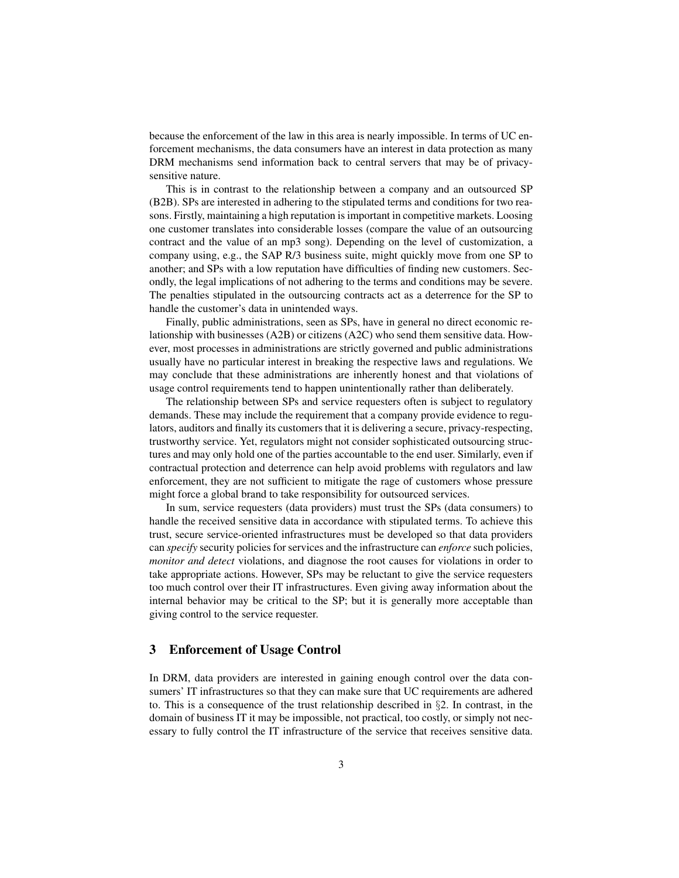because the enforcement of the law in this area is nearly impossible. In terms of UC enforcement mechanisms, the data consumers have an interest in data protection as many DRM mechanisms send information back to central servers that may be of privacy-sensitive nature.

This is in contrast to the relationship between a company and an outsourced SP (B2B). SPs are interested in adhering to the stipulated terms and conditions for two reasons. Firstly, maintaining a high reputation is important in competitive markets. Loosing one customer translates into considerable losses (compare the value of an outsourcing contract and the value of an mp3 song). Depending on the level of customization, a company using, e.g., the SAP R/3 business suite, might quickly move from one SP to another; and SPs with a low reputation have difficulties of finding new customers. Secondly, the legal implications of not adhering to the terms and conditions may be severe. The penalties stipulated in the outsourcing contracts act as a deterrence for the SP to handle the customer's data in unintended ways.

Finally, public administrations, seen as SPs, have in general no direct economic relationship with businesses (A2B) or citizens (A2C) who send them sensitive data. However, most processes in administrations are strictly governed and public administrations usually have no particular interest in breaking the respective laws and regulations. We may conclude that these administrations are inherently honest and that violations of usage control requirements tend to happen unintentionally rather than deliberately.

The relationship between SPs and service requesters often is subject to regulatory demands. These may include the requirement that a company provide evidence to regulators, auditors and finally its customers that it is delivering a secure, privacy-respecting, trustworthy service. Yet, regulators might not consider sophisticated outsourcing structures and may only hold one of the parties accountable to the end user. Similarly, even if contractual protection and deterrence can help avoid problems with regulators and law enforcement, they are not sufficient to mitigate the rage of customers whose pressure might force a global brand to take responsibility for outsourced services.

In sum, service requesters (data providers) must trust the SPs (data consumers) to handle the received sensitive data in accordance with stipulated terms. To achieve this trust, secure service-oriented infrastructures must be developed so that data providers can *specify* security policies for services and the infrastructure can *enforce* such policies, *monitor and detect* violations, and diagnose the root causes for violations in order to take appropriate actions. However, SPs may be reluctant to give the service requesters too much control over their IT infrastructures. Even giving away information about the internal behavior may be critical to the SP; but it is generally more acceptable than giving control to the service requester.

## 3 Enforcement of Usage Control

In DRM, data providers are interested in gaining enough control over the data consumers' IT infrastructures so that they can make sure that UC requirements are adhered to. This is a consequence of the trust relationship described in §2. In contrast, in the domain of business IT it may be impossible, not practical, too costly, or simply not necessary to fully control the IT infrastructure of the service that receives sensitive data.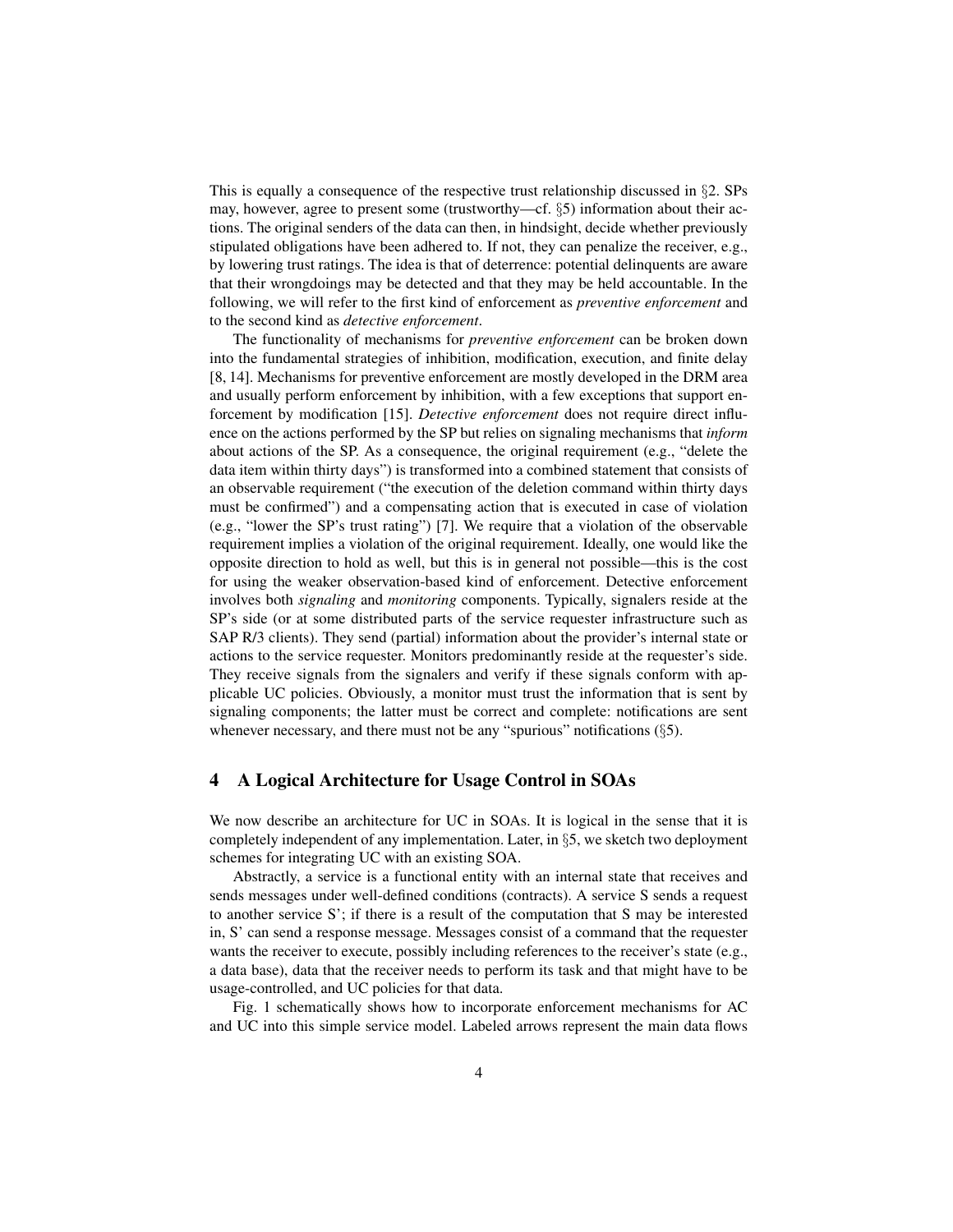This is equally a consequence of the respective trust relationship discussed in §2. SPs may, however, agree to present some (trustworthy—cf. §5) information about their actions. The original senders of the data can then, in hindsight, decide whether previously stipulated obligations have been adhered to. If not, they can penalize the receiver, e.g., by lowering trust ratings. The idea is that of deterrence: potential delinquents are aware that their wrongdoings may be detected and that they may be held accountable. In the following, we will refer to the first kind of enforcement as *preventive enforcement* and to the second kind as *detective enforcement*.

The functionality of mechanisms for *preventive enforcement* can be broken down into the fundamental strategies of inhibition, modification, execution, and finite delay [8, 14]. Mechanisms for preventive enforcement are mostly developed in the DRM area and usually perform enforcement by inhibition, with a few exceptions that support enforcement by modification [15]. *Detective enforcement* does not require direct influence on the actions performed by the SP but relies on signaling mechanisms that *inform* about actions of the SP. As a consequence, the original requirement (e.g., "delete the data item within thirty days") is transformed into a combined statement that consists of an observable requirement ("the execution of the deletion command within thirty days must be confirmed") and a compensating action that is executed in case of violation (e.g., "lower the SP's trust rating") [7]. We require that a violation of the observable requirement implies a violation of the original requirement. Ideally, one would like the opposite direction to hold as well, but this is in general not possible—this is the cost for using the weaker observation-based kind of enforcement. Detective enforcement involves both *signaling* and *monitoring* components. Typically, signalers reside at the SP's side (or at some distributed parts of the service requester infrastructure such as SAP R/3 clients). They send (partial) information about the provider's internal state or actions to the service requester. Monitors predominantly reside at the requester's side. They receive signals from the signalers and verify if these signals conform with applicable UC policies. Obviously, a monitor must trust the information that is sent by signaling components; the latter must be correct and complete: notifications are sent whenever necessary, and there must not be any "spurious" notifications (§5).

## 4 A Logical Architecture for Usage Control in SOAs

We now describe an architecture for UC in SOAs. It is logical in the sense that it is completely independent of any implementation. Later, in §5, we sketch two deployment schemes for integrating UC with an existing SOA.

Abstractly, a service is a functional entity with an internal state that receives and sends messages under well-defined conditions (contracts). A service S sends a request to another service S'; if there is a result of the computation that S may be interested in, S' can send a response message. Messages consist of a command that the requester wants the receiver to execute, possibly including references to the receiver's state (e.g., a data base), data that the receiver needs to perform its task and that might have to be usage-controlled, and UC policies for that data.

Fig. 1 schematically shows how to incorporate enforcement mechanisms for AC and UC into this simple service model. Labeled arrows represent the main data flows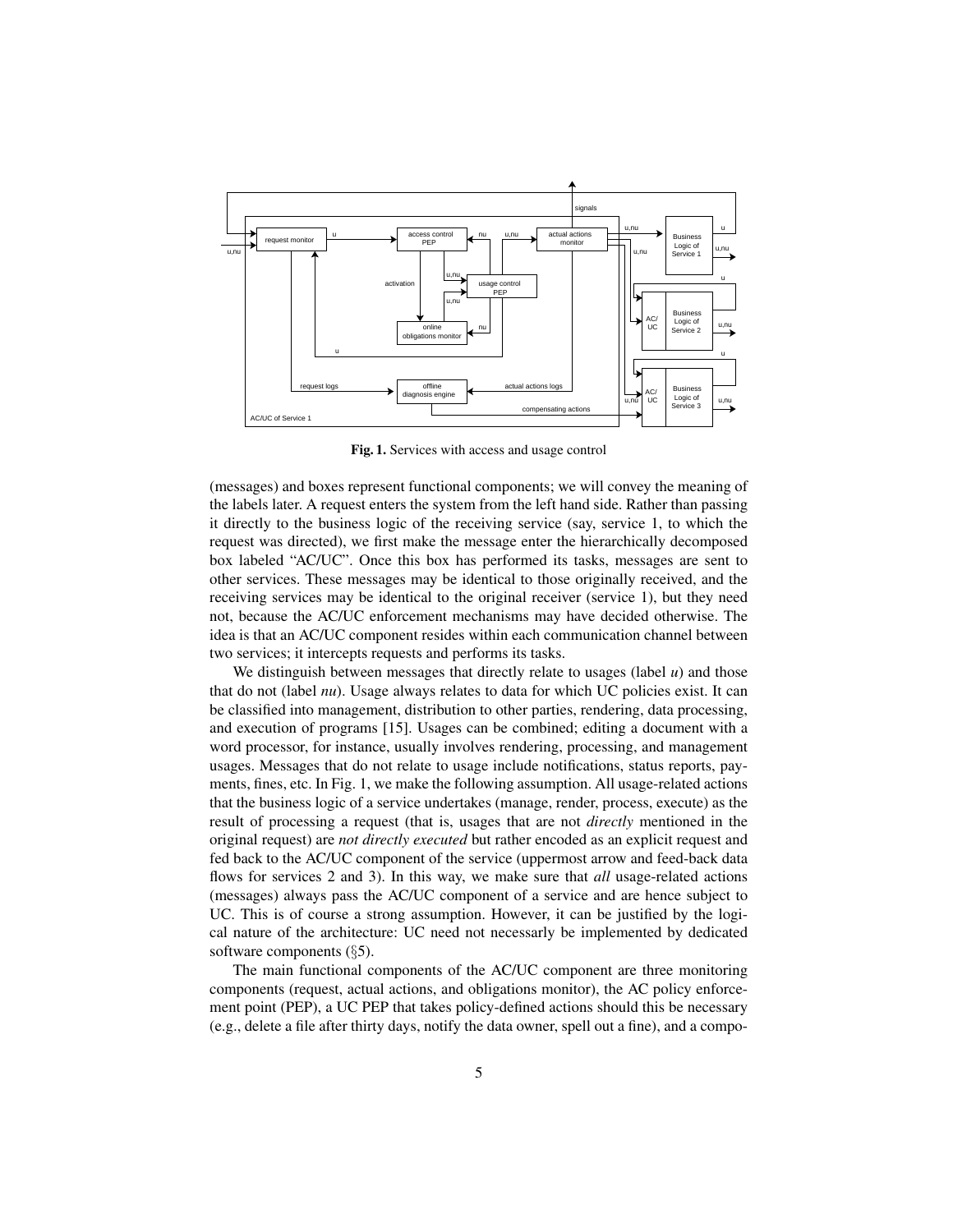**Fig. 1.** Services with access and usage control

(messages) and boxes represent functional components; we will convey the meaning of the labels later. A request enters the system from the left hand side. Rather than passing it directly to the business logic of the receiving service (say, service 1, to which the request was directed), we first make the message enter the hierarchically decomposed box labeled "AC/UC". Once this box has performed its tasks, messages are sent to other services. These messages may be identical to those originally received, and the receiving services may be identical to the original receiver (service 1), but they need not, because the AC/UC enforcement mechanisms may have decided otherwise. The idea is that an AC/UC component resides within each communication channel between two services; it intercepts requests and performs its tasks.

We distinguish between messages that directly relate to usages (label *u*) and those that do not (label *nu*). Usage always relates to data for which UC policies exist. It can be classified into management, distribution to other parties, rendering, data processing, and execution of programs [15]. Usages can be combined; editing a document with a word processor, for instance, usually involves rendering, processing, and management usages. Messages that do not relate to usage include notifications, status reports, payments, fines, etc. In Fig. 1, we make the following assumption. All usage-related actions that the business logic of a service undertakes (manage, render, process, execute) as the result of processing a request (that is, usages that are not *directly* mentioned in the original request) are *not directly executed* but rather encoded as an explicit request and fed back to the AC/UC component of the service (uppermost arrow and feed-back data flows for services 2 and 3). In this way, we make sure that *all* usage-related actions (messages) always pass the AC/UC component of a service and are hence subject to UC. This is of course a strong assumption. However, it can be justified by the logical nature of the architecture: UC need not necessarly be implemented by dedicated software components (§5).

The main functional components of the AC/UC component are three monitoring components (request, actual actions, and obligations monitor), the AC policy enforcement point (PEP), a UC PEP that takes policy-defined actions should this be necessary (e.g., delete a file after thirty days, notify the data owner, spell out a fine), and a compo-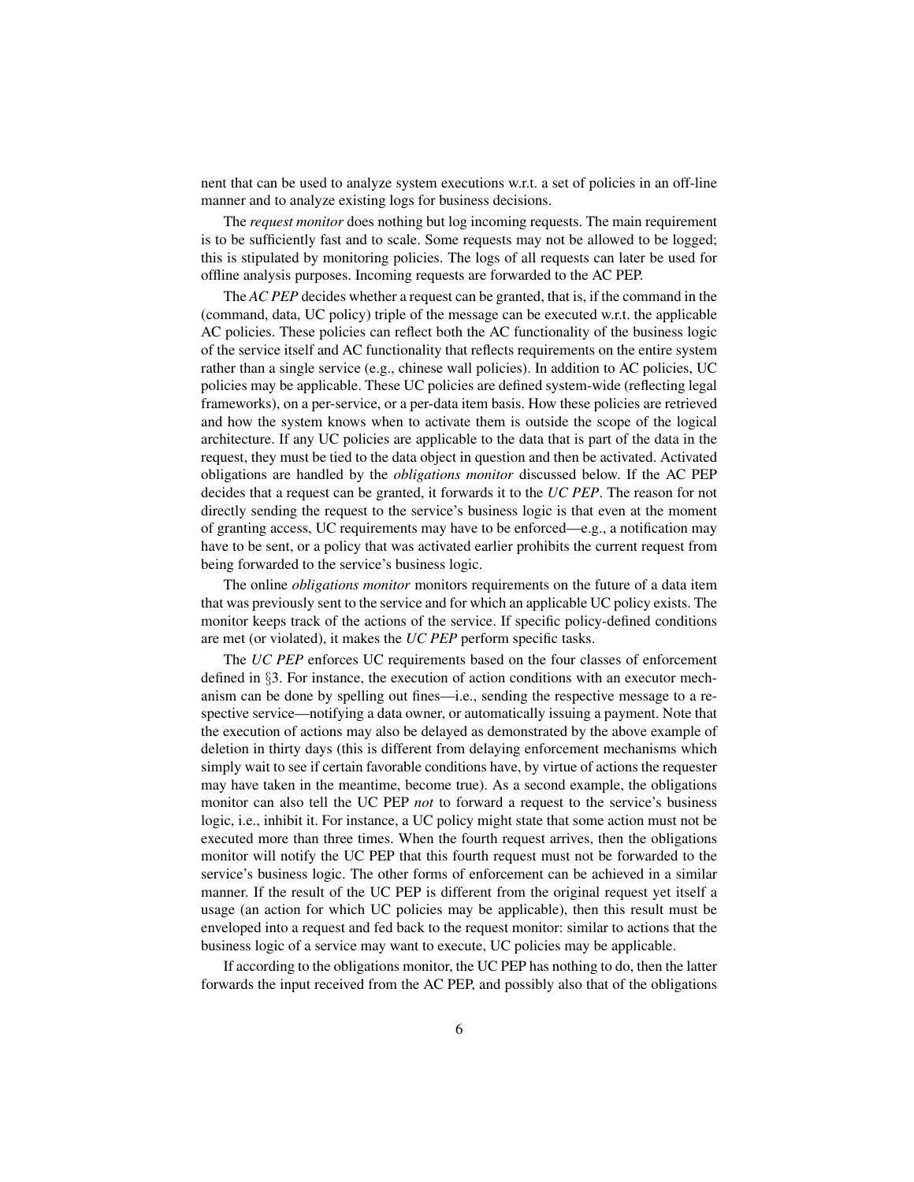nent that can be used to analyze system executions w.r.t. a set of policies in an off-line manner and to analyze existing logs for business decisions.

The *request monitor* does nothing but log incoming requests. The main requirement is to be sufficiently fast and to scale. Some requests may not be allowed to be logged; this is stipulated by monitoring policies. The logs of all requests can later be used for offline analysis purposes. Incoming requests are forwarded to the AC PEP.

The *AC PEP* decides whether a request can be granted, that is, if the command in the (command, data, UC policy) triple of the message can be executed w.r.t. the applicable AC policies. These policies can reflect both the AC functionality of the business logic of the service itself and AC functionality that reflects requirements on the entire system rather than a single service (e.g., chinese wall policies). In addition to AC policies, UC policies may be applicable. These UC policies are defined system-wide (reflecting legal frameworks), on a per-service, or a per-data item basis. How these policies are retrieved and how the system knows when to activate them is outside the scope of the logical architecture. If any UC policies are applicable to the data that is part of the data in the request, they must be tied to the data object in question and then be activated. Activated obligations are handled by the *obligations monitor* discussed below. If the AC PEP decides that a request can be granted, it forwards it to the *UC PEP*. The reason for not directly sending the request to the service's business logic is that even at the moment of granting access, UC requirements may have to be enforced—e.g., a notification may have to be sent, or a policy that was activated earlier prohibits the current request from being forwarded to the service's business logic.

The online *obligations monitor* monitors requirements on the future of a data item that was previously sent to the service and for which an applicable UC policy exists. The monitor keeps track of the actions of the service. If specific policy-defined conditions are met (or violated), it makes the *UC PEP* perform specific tasks.

The *UC PEP* enforces UC requirements based on the four classes of enforcement defined in §3. For instance, the execution of action conditions with an executor mechanism can be done by spelling out fines—i.e., sending the respective message to a respective service—notifying a data owner, or automatically issuing a payment. Note that the execution of actions may also be delayed as demonstrated by the above example of deletion in thirty days (this is different from delaying enforcement mechanisms which simply wait to see if certain favorable conditions have, by virtue of actions the requester may have taken in the meantime, become true). As a second example, the obligations monitor can also tell the UC PEP *not* to forward a request to the service's business logic, i.e., inhibit it. For instance, a UC policy might state that some action must not be executed more than three times. When the fourth request arrives, then the obligations monitor will notify the UC PEP that this fourth request must not be forwarded to the service's business logic. The other forms of enforcement can be achieved in a similar manner. If the result of the UC PEP is different from the original request yet itself a usage (an action for which UC policies may be applicable), then this result must be enveloped into a request and fed back to the request monitor: similar to actions that the business logic of a service may want to execute, UC policies may be applicable.

If according to the obligations monitor, the UC PEP has nothing to do, then the latter forwards the input received from the AC PEP, and possibly also that of the obligations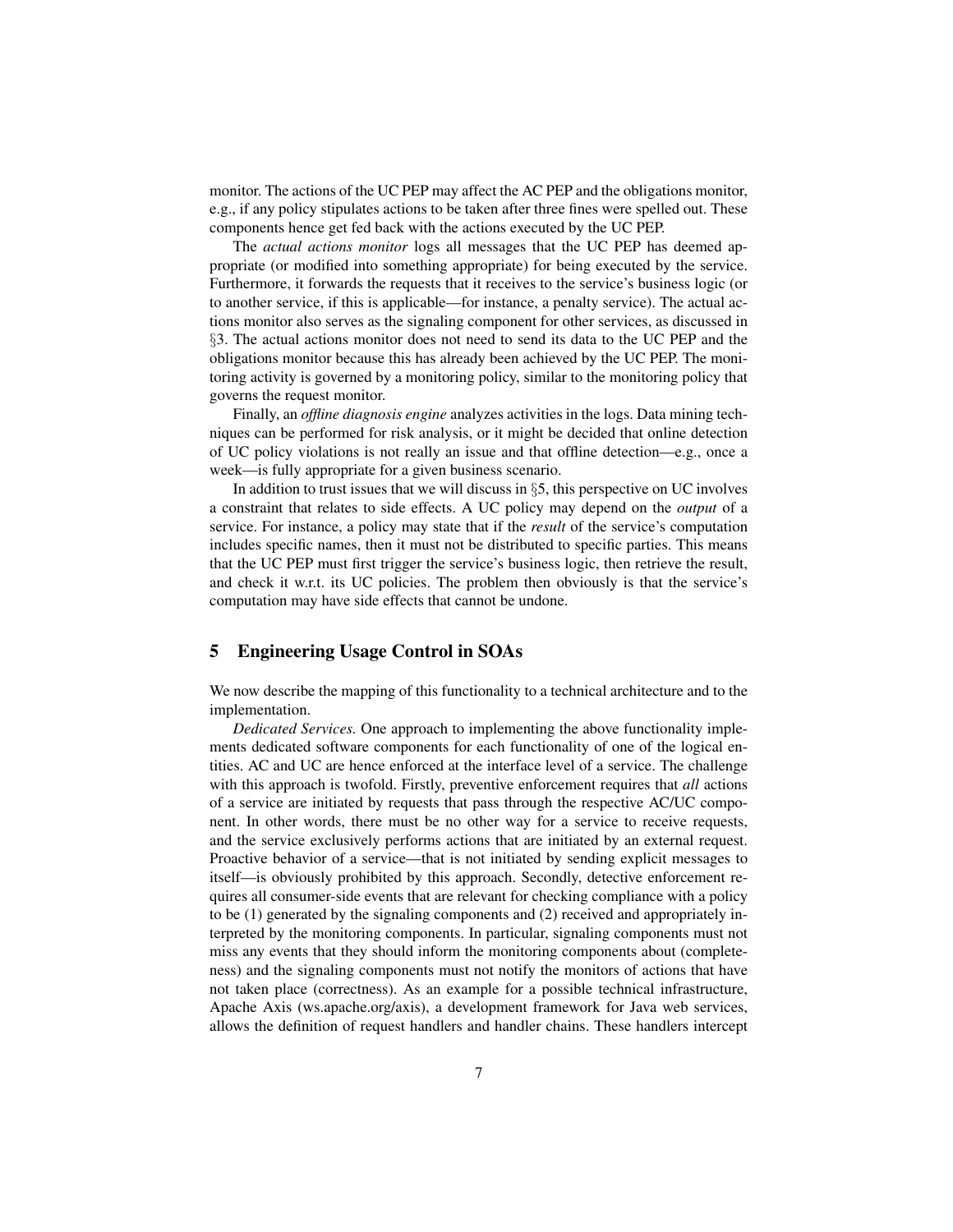monitor. The actions of the UC PEP may affect the AC PEP and the obligations monitor, e.g., if any policy stipulates actions to be taken after three fines were spelled out. These components hence get fed back with the actions executed by the UC PEP.

The *actual actions monitor* logs all messages that the UC PEP has deemed appropriate (or modified into something appropriate) for being executed by the service. Furthermore, it forwards the requests that it receives to the service's business logic (or to another service, if this is applicable—for instance, a penalty service). The actual actions monitor also serves as the signaling component for other services, as discussed in §3. The actual actions monitor does not need to send its data to the UC PEP and the obligations monitor because this has already been achieved by the UC PEP. The monitoring activity is governed by a monitoring policy, similar to the monitoring policy that governs the request monitor.

Finally, an *offline diagnosis engine* analyzes activities in the logs. Data mining techniques can be performed for risk analysis, or it might be decided that online detection of UC policy violations is not really an issue and that offline detection—e.g., once a week—is fully appropriate for a given business scenario.

In addition to trust issues that we will discuss in §5, this perspective on UC involves a constraint that relates to side effects. A UC policy may depend on the *output* of a service. For instance, a policy may state that if the *result* of the service's computation includes specific names, then it must not be distributed to specific parties. This means that the UC PEP must first trigger the service's business logic, then retrieve the result, and check it w.r.t. its UC policies. The problem then obviously is that the service's computation may have side effects that cannot be undone.

## 5 Engineering Usage Control in SOAs

We now describe the mapping of this functionality to a technical architecture and to the implementation.

*Dedicated Services.* One approach to implementing the above functionality implements dedicated software components for each functionality of one of the logical entities. AC and UC are hence enforced at the interface level of a service. The challenge with this approach is twofold. Firstly, preventive enforcement requires that *all* actions of a service are initiated by requests that pass through the respective AC/UC component. In other words, there must be no other way for a service to receive requests, and the service exclusively performs actions that are initiated by an external request. Proactive behavior of a service—that is not initiated by sending explicit messages to itself—is obviously prohibited by this approach. Secondly, detective enforcement requires all consumer-side events that are relevant for checking compliance with a policy to be (1) generated by the signaling components and (2) received and appropriately interpreted by the monitoring components. In particular, signaling components must not miss any events that they should inform the monitoring components about (completeness) and the signaling components must not notify the monitors of actions that have not taken place (correctness). As an example for a possible technical infrastructure, Apache Axis (ws.apache.org/axis), a development framework for Java web services, allows the definition of request handlers and handler chains. These handlers intercept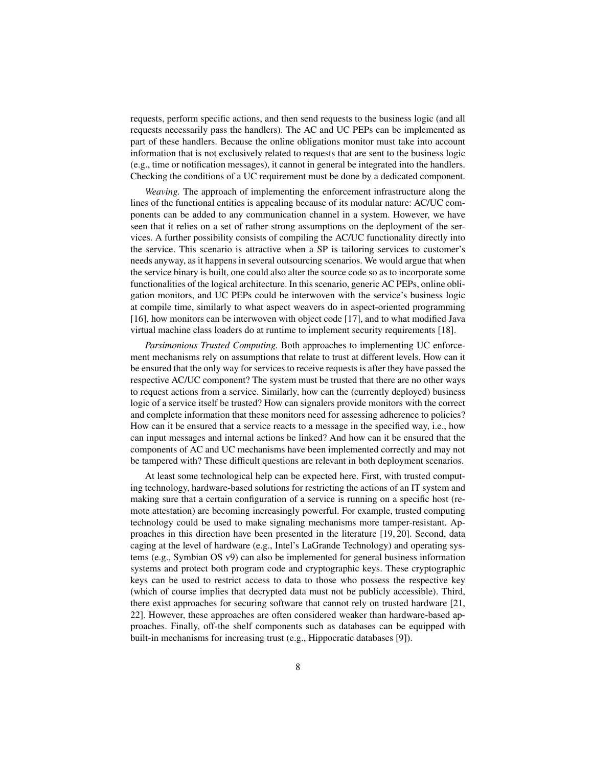requests, perform specific actions, and then send requests to the business logic (and all requests necessarily pass the handlers). The AC and UC PEPs can be implemented as part of these handlers. Because the online obligations monitor must take into account information that is not exclusively related to requests that are sent to the business logic (e.g., time or notification messages), it cannot in general be integrated into the handlers. Checking the conditions of a UC requirement must be done by a dedicated component.

*Weaving.* The approach of implementing the enforcement infrastructure along the lines of the functional entities is appealing because of its modular nature: AC/UC components can be added to any communication channel in a system. However, we have seen that it relies on a set of rather strong assumptions on the deployment of the services. A further possibility consists of compiling the AC/UC functionality directly into the service. This scenario is attractive when a SP is tailoring services to customer's needs anyway, as it happens in several outsourcing scenarios. We would argue that when the service binary is built, one could also alter the source code so as to incorporate some functionalities of the logical architecture. In this scenario, generic AC PEPs, online obligation monitors, and UC PEPs could be interwoven with the service's business logic at compile time, similarly to what aspect weavers do in aspect-oriented programming [16], how monitors can be interwoven with object code [17], and to what modified Java virtual machine class loaders do at runtime to implement security requirements [18].

*Parsimonious Trusted Computing.* Both approaches to implementing UC enforcement mechanisms rely on assumptions that relate to trust at different levels. How can it be ensured that the only way for services to receive requests is after they have passed the respective AC/UC component? The system must be trusted that there are no other ways to request actions from a service. Similarly, how can the (currently deployed) business logic of a service itself be trusted? How can signalers provide monitors with the correct and complete information that these monitors need for assessing adherence to policies? How can it be ensured that a service reacts to a message in the specified way, i.e., how can input messages and internal actions be linked? And how can it be ensured that the components of AC and UC mechanisms have been implemented correctly and may not be tampered with? These difficult questions are relevant in both deployment scenarios.

At least some technological help can be expected here. First, with trusted computing technology, hardware-based solutions for restricting the actions of an IT system and making sure that a certain configuration of a service is running on a specific host (remote attestation) are becoming increasingly powerful. For example, trusted computing technology could be used to make signaling mechanisms more tamper-resistant. Approaches in this direction have been presented in the literature [19, 20]. Second, data caging at the level of hardware (e.g., Intel's LaGrande Technology) and operating systems (e.g., Symbian OS v9) can also be implemented for general business information systems and protect both program code and cryptographic keys. These cryptographic keys can be used to restrict access to data to those who possess the respective key (which of course implies that decrypted data must not be publicly accessible). Third, there exist approaches for securing software that cannot rely on trusted hardware [21, 22]. However, these approaches are often considered weaker than hardware-based approaches. Finally, off-the shelf components such as databases can be equipped with built-in mechanisms for increasing trust (e.g., Hippocratic databases [9]).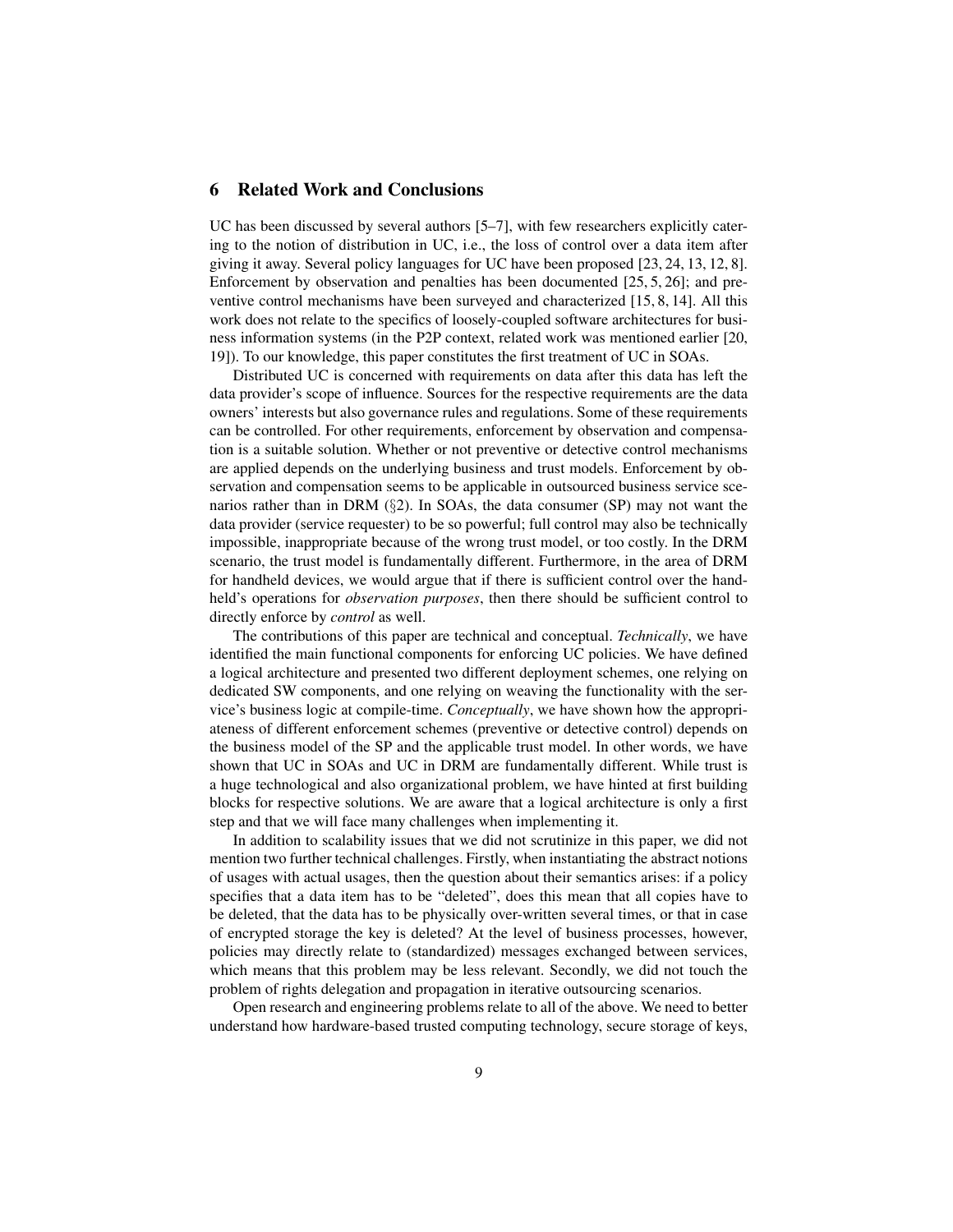## 6 Related Work and Conclusions

UC has been discussed by several authors [5–7], with few researchers explicitly catering to the notion of distribution in UC, i.e., the loss of control over a data item after giving it away. Several policy languages for UC have been proposed [23, 24, 13, 12, 8]. Enforcement by observation and penalties has been documented [25, 5, 26]; and preventive control mechanisms have been surveyed and characterized [15, 8, 14]. All this work does not relate to the specifics of loosely-coupled software architectures for business information systems (in the P2P context, related work was mentioned earlier [20, 19]). To our knowledge, this paper constitutes the first treatment of UC in SOAs.

Distributed UC is concerned with requirements on data after this data has left the data provider's scope of influence. Sources for the respective requirements are the data owners' interests but also governance rules and regulations. Some of these requirements can be controlled. For other requirements, enforcement by observation and compensation is a suitable solution. Whether or not preventive or detective control mechanisms are applied depends on the underlying business and trust models. Enforcement by observation and compensation seems to be applicable in outsourced business service scenarios rather than in DRM (§2). In SOAs, the data consumer (SP) may not want the data provider (service requester) to be so powerful; full control may also be technically impossible, inappropriate because of the wrong trust model, or too costly. In the DRM scenario, the trust model is fundamentally different. Furthermore, in the area of DRM for handheld devices, we would argue that if there is sufficient control over the handheld's operations for *observation purposes*, then there should be sufficient control to directly enforce by *control* as well.

The contributions of this paper are technical and conceptual. *Technically*, we have identified the main functional components for enforcing UC policies. We have defined a logical architecture and presented two different deployment schemes, one relying on dedicated SW components, and one relying on weaving the functionality with the service's business logic at compile-time. *Conceptually*, we have shown how the appropriateness of different enforcement schemes (preventive or detective control) depends on the business model of the SP and the applicable trust model. In other words, we have shown that UC in SOAs and UC in DRM are fundamentally different. While trust is a huge technological and also organizational problem, we have hinted at first building blocks for respective solutions. We are aware that a logical architecture is only a first step and that we will face many challenges when implementing it.

In addition to scalability issues that we did not scrutinize in this paper, we did not mention two further technical challenges. Firstly, when instantiating the abstract notions of usages with actual usages, then the question about their semantics arises: if a policy specifies that a data item has to be "deleted", does this mean that all copies have to be deleted, that the data has to be physically over-written several times, or that in case of encrypted storage the key is deleted? At the level of business processes, however, policies may directly relate to (standardized) messages exchanged between services, which means that this problem may be less relevant. Secondly, we did not touch the problem of rights delegation and propagation in iterative outsourcing scenarios.

Open research and engineering problems relate to all of the above. We need to better understand how hardware-based trusted computing technology, secure storage of keys,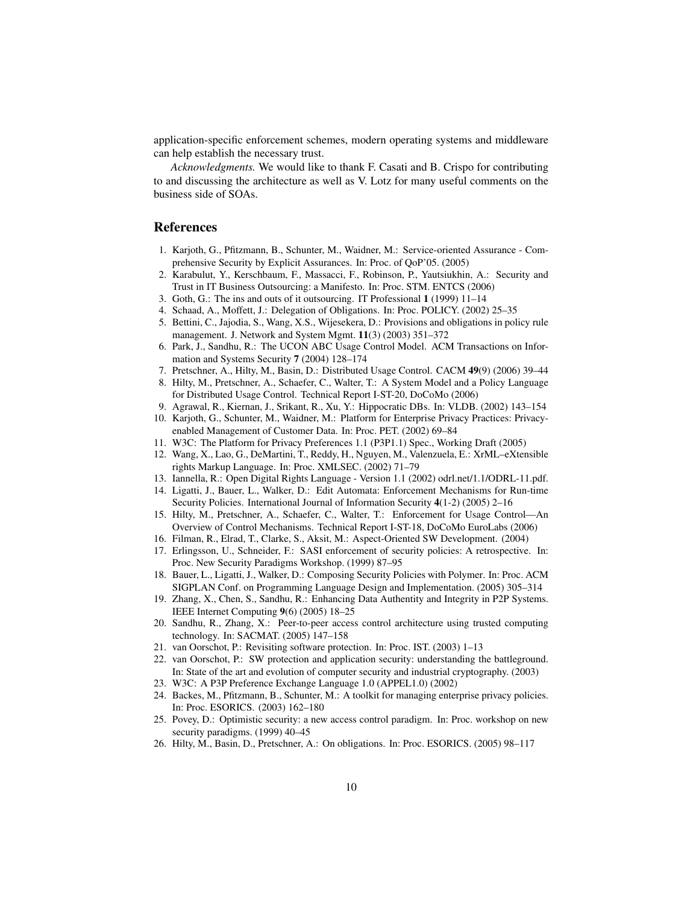application-specific enforcement schemes, modern operating systems and middleware can help establish the necessary trust.

*Acknowledgments.* We would like to thank F. Casati and B. Crispo for contributing to and discussing the architecture as well as V. Lotz for many useful comments on the business side of SOAs.

## References

1. Karjoth, G., Pfitzmann, B., Schunter, M., Waidner, M.: Service-oriented Assurance - Comprehensive Security by Explicit Assurances. In: Proc. of QoP'05. (2005)
2. Karabulut, Y., Kerschbaum, F., Massacci, F., Robinson, P., Yautsiukhin, A.: Security and Trust in IT Business Outsourcing: a Manifesto. In: Proc. STM. ENTCS (2006)
3. Goth, G.: The ins and outs of it outsourcing. IT Professional **1** (1999) 11–14
4. Schaad, A., Moffett, J.: Delegation of Obligations. In: Proc. POLICY. (2002) 25–35
5. Bettini, C., Jajodia, S., Wang, X.S., Wijesekera, D.: Provisions and obligations in policy rule management. J. Network and System Mgmt. **11**(3) (2003) 351–372
6. Park, J., Sandhu, R.: The UCON ABC Usage Control Model. ACM Transactions on Information and Systems Security **7** (2004) 128–174
7. Pretschner, A., Hilty, M., Basin, D.: Distributed Usage Control. CACM **49**(9) (2006) 39–44
8. Hilty, M., Pretschner, A., Schaefer, C., Walter, T.: A System Model and a Policy Language for Distributed Usage Control. Technical Report I-ST-20, DoCoMo (2006)
9. Agrawal, R., Kiernan, J., Srikant, R., Xu, Y.: Hippocratic DBs. In: VLDB. (2002) 143–154
10. Karjoth, G., Schunter, M., Waidner, M.: Platform for Enterprise Privacy Practices: Privacy-enabled Management of Customer Data. In: Proc. PET. (2002) 69–84
11. W3C: The Platform for Privacy Preferences 1.1 (P3P1.1) Spec., Working Draft (2005)
12. Wang, X., Lao, G., DeMartini, T., Reddy, H., Nguyen, M., Valenzuela, E.: XrML–eXtensible rights Markup Language. In: Proc. XMLSEC. (2002) 71–79
13. Iannella, R.: Open Digital Rights Language - Version 1.1 (2002) odrl.net/1.1/ODRL-11.pdf.
14. Ligatti, J., Bauer, L., Walker, D.: Edit Automata: Enforcement Mechanisms for Run-time Security Policies. International Journal of Information Security **4**(1-2) (2005) 2–16
15. Hilty, M., Pretschner, A., Schaefer, C., Walter, T.: Enforcement for Usage Control—An Overview of Control Mechanisms. Technical Report I-ST-18, DoCoMo EuroLabs (2006)
16. Filman, R., Elrad, T., Clarke, S., Aksit, M.: Aspect-Oriented SW Development. (2004)
17. Erlingsson, U., Schneider, F.: SASI enforcement of security policies: A retrospective. In: Proc. New Security Paradigms Workshop. (1999) 87–95
18. Bauer, L., Ligatti, J., Walker, D.: Composing Security Policies with Polymer. In: Proc. ACM SIGPLAN Conf. on Programming Language Design and Implementation. (2005) 305–314
19. Zhang, X., Chen, S., Sandhu, R.: Enhancing Data Authenticity and Integrity in P2P Systems. IEEE Internet Computing **9**(6) (2005) 18–25
20. Sandhu, R., Zhang, X.: Peer-to-peer access control architecture using trusted computing technology. In: SACMAT. (2005) 147–158
21. van Oorschot, P.: Revisiting software protection. In: Proc. IST. (2003) 1–13
22. van Oorschot, P.: SW protection and application security: understanding the battleground. In: State of the art and evolution of computer security and industrial cryptography. (2003)
23. W3C: A P3P Preference Exchange Language 1.0 (APPEL1.0) (2002)
24. Backes, M., Pfitzmann, B., Schunter, M.: A toolkit for managing enterprise privacy policies. In: Proc. ESORICS. (2003) 162–180
25. Povey, D.: Optimistic security: a new access control paradigm. In: Proc. workshop on new security paradigms. (1999) 40–45
26. Hilty, M., Basin, D., Pretschner, A.: On obligations. In: Proc. ESORICS. (2005) 98–117